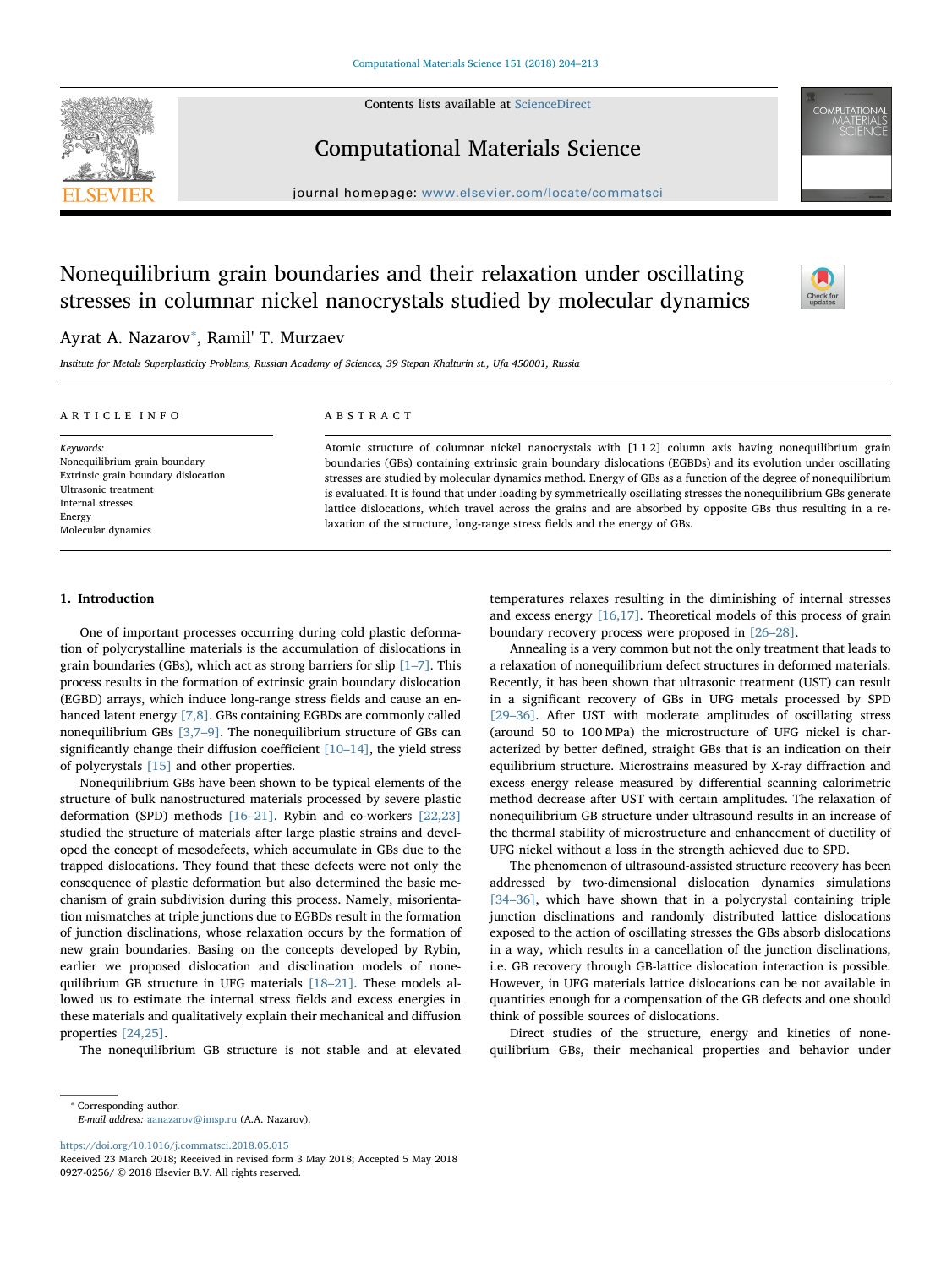# Nonequilibrium grain boundaries and their relaxation under oscillating stresses in columnar nickel nanocrystals studied by molecular dynamics

Ayrat A. Nazarov*, Ramil' T. Murzaev

*Institute for Metals Superplasticity Problems, Russian Academy of Sciences, 39 Stepan Khalturin st., Ufa 450001, Russia*

## ARTICLE INFO

*Keywords:*
Nonequilibrium grain boundary
Extrinsic grain boundary dislocation
Ultrasonic treatment
Internal stresses
Energy
Molecular dynamics

## ABSTRACT

Atomic structure of columnar nickel nanocrystals with [1 1 2] column axis having nonequilibrium grain boundaries (GBs) containing extrinsic grain boundary dislocations (EGBDs) and its evolution under oscillating stresses are studied by molecular dynamics method. Energy of GBs as a function of the degree of nonequilibrium is evaluated. It is found that under loading by symmetrically oscillating stresses the nonequilibrium GBs generate lattice dislocations, which travel across the grains and are absorbed by opposite GBs thus resulting in a relaxation of the structure, long-range stress fields and the energy of GBs.

## 1. Introduction

One of important processes occurring during cold plastic deformation of polycrystalline materials is the accumulation of dislocations in grain boundaries (GBs), which act as strong barriers for slip [1–7]. This process results in the formation of extrinsic grain boundary dislocation (EGBD) arrays, which induce long-range stress fields and cause an enhanced latent energy [7,8]. GBs containing EGBDs are commonly called nonequilibrium GBs [3,7–9]. The nonequilibrium structure of GBs can significantly change their diffusion coefficient [10–14], the yield stress of polycrystals [15] and other properties.

Nonequilibrium GBs have been shown to be typical elements of the structure of bulk nanostructured materials processed by severe plastic deformation (SPD) methods [16–21]. Rybin and co-workers [22,23] studied the structure of materials after large plastic strains and developed the concept of mesodefects, which accumulate in GBs due to the trapped dislocations. They found that these defects were not only the consequence of plastic deformation but also determined the basic mechanism of grain subdivision during this process. Namely, misorientation mismatches at triple junctions due to EGBDs result in the formation of junction disclinations, whose relaxation occurs by the formation of new grain boundaries. Basing on the concepts developed by Rybin, earlier we proposed dislocation and disclination models of nonequilibrium GB structure in UFG materials [18–21]. These models allowed us to estimate the internal stress fields and excess energies in these materials and qualitatively explain their mechanical and diffusion properties [24,25].

The nonequilibrium GB structure is not stable and at elevated temperatures relaxes resulting in the diminishing of internal stresses and excess energy [16,17]. Theoretical models of this process of grain boundary recovery process were proposed in [26–28].

Annealing is a very common but not the only treatment that leads to a relaxation of nonequilibrium defect structures in deformed materials. Recently, it has been shown that ultrasonic treatment (UST) can result in a significant recovery of GBs in UFG metals processed by SPD [29–36]. After UST with moderate amplitudes of oscillating stress (around 50 to 100 MPa) the microstructure of UFG nickel is characterized by better defined, straight GBs that is an indication on their equilibrium structure. Microstrains measured by X-ray diffraction and excess energy release measured by differential scanning calorimetric method decrease after UST with certain amplitudes. The relaxation of nonequilibrium GB structure under ultrasound results in an increase of the thermal stability of microstructure and enhancement of ductility of UFG nickel without a loss in the strength achieved due to SPD.

The phenomenon of ultrasound-assisted structure recovery has been addressed by two-dimensional dislocation dynamics simulations [34–36], which have shown that in a polycrystal containing triple junction disclinations and randomly distributed lattice dislocations exposed to the action of oscillating stresses the GBs absorb dislocations in a way, which results in a cancellation of the junction disclinations, i.e. GB recovery through GB-lattice dislocation interaction is possible. However, in UFG materials lattice dislocations can be not available in quantities enough for a compensation of the GB defects and one should think of possible sources of dislocations.

Direct studies of the structure, energy and kinetics of nonequilibrium GBs, their mechanical properties and behavior under

* Corresponding author.
*E-mail address:* aanazarov@imsp.ru (A.A. Nazarov).

https://doi.org/10.1016/j.commatsci.2018.05.015
Received 23 March 2018; Received in revised form 3 May 2018; Accepted 5 May 2018
0927-0256/ © 2018 Elsevier B.V. All rights reserved.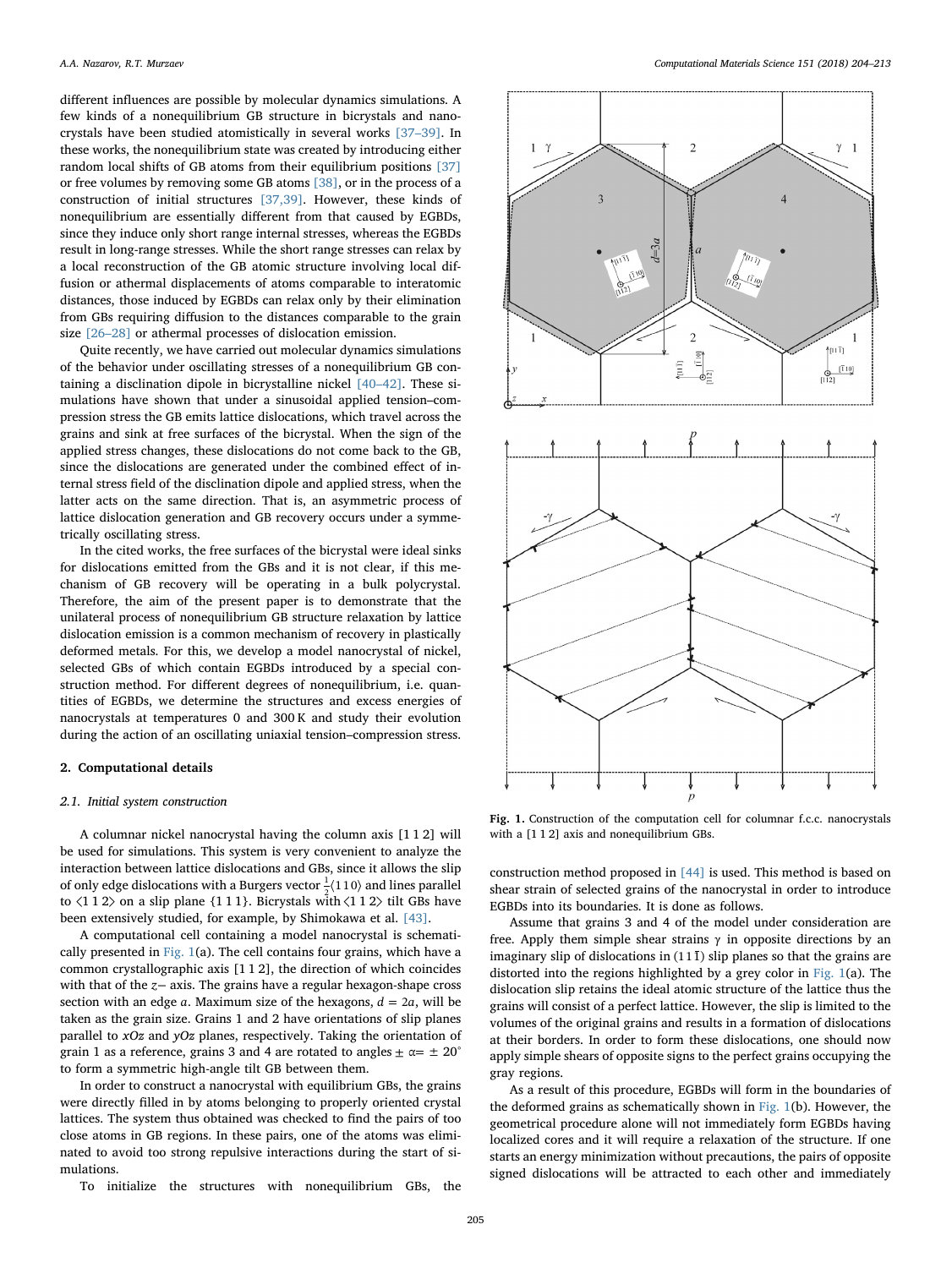different influences are possible by molecular dynamics simulations. A few kinds of a nonequilibrium GB structure in bicrystals and nanocrystals have been studied atomistically in several works [37–39]. In these works, the nonequilibrium state was created by introducing either random local shifts of GB atoms from their equilibrium positions [37] or free volumes by removing some GB atoms [38], or in the process of a construction of initial structures [37,39]. However, these kinds of nonequilibrium are essentially different from that caused by EGBDs, since they induce only short range internal stresses, whereas the EGBDs result in long-range stresses. While the short range stresses can relax by a local reconstruction of the GB atomic structure involving local diffusion or athermal displacements of atoms comparable to interatomic distances, those induced by EGBDs can relax only by their elimination from GBs requiring diffusion to the distances comparable to the grain size [26–28] or athermal processes of dislocation emission.

Quite recently, we have carried out molecular dynamics simulations of the behavior under oscillating stresses of a nonequilibrium GB containing a disclination dipole in bicrystalline nickel [40–42]. These simulations have shown that under a sinusoidal applied tension–compression stress the GB emits lattice dislocations, which travel across the grains and sink at free surfaces of the bicrystal. When the sign of the applied stress changes, these dislocations do not come back to the GB, since the dislocations are generated under the combined effect of internal stress field of the disclination dipole and applied stress, when the latter acts on the same direction. That is, an asymmetric process of lattice dislocation generation and GB recovery occurs under a symmetrically oscillating stress.

In the cited works, the free surfaces of the bicrystal were ideal sinks for dislocations emitted from the GBs and it is not clear, if this mechanism of GB recovery will be operating in a bulk polycrystal. Therefore, the aim of the present paper is to demonstrate that the unilateral process of nonequilibrium GB structure relaxation by lattice dislocation emission is a common mechanism of recovery in plastically deformed metals. For this, we develop a model nanocrystal of nickel, selected GBs of which contain EGBDs introduced by a special construction method. For different degrees of nonequilibrium, i.e. quantities of EGBDs, we determine the structures and excess energies of nanocrystals at temperatures 0 and 300 K and study their evolution during the action of an oscillating uniaxial tension–compression stress.

## 2. Computational details

### 2.1. Initial system construction

A columnar nickel nanocrystal having the column axis [1 1 2] will be used for simulations. This system is very convenient to analyze the interaction between lattice dislocations and GBs, since it allows the slip of only edge dislocations with a Burgers vector $\frac{1}{2}\langle 1\,1\,0\rangle$ and lines parallel to $\langle 1\,1\,2\rangle$ on a slip plane $\{1\,1\,1\}$. Bicrystals with $\langle 1\,1\,2\rangle$ tilt GBs have been extensively studied, for example, by Shimokawa et al. [43].

A computational cell containing a model nanocrystal is schematically presented in Fig. 1(a). The cell contains four grains, which have a common crystallographic axis [1 1 2], the direction of which coincides with that of the $z$− axis. The grains have a regular hexagon-shape cross section with an edge $a$. Maximum size of the hexagons, $d = 2a$, will be taken as the grain size. Grains 1 and 2 have orientations of slip planes parallel to $xOz$ and $yOz$ planes, respectively. Taking the orientation of grain 1 as a reference, grains 3 and 4 are rotated to angles $\pm\ \alpha = \pm\ 20^\circ$ to form a symmetric high-angle tilt GB between them.

In order to construct a nanocrystal with equilibrium GBs, the grains were directly filled in by atoms belonging to properly oriented crystal lattices. The system thus obtained was checked to find the pairs of too close atoms in GB regions. In these pairs, one of the atoms was eliminated to avoid too strong repulsive interactions during the start of simulations.

To initialize the structures with nonequilibrium GBs, the construction method proposed in [44] is used. This method is based on shear strain of selected grains of the nanocrystal in order to introduce EGBDs into its boundaries. It is done as follows.

Fig. 1. Construction of the computation cell for columnar f.c.c. nanocrystals with a [1 1 2] axis and nonequilibrium GBs.

Assume that grains 3 and 4 of the model under consideration are free. Apply them simple shear strains γ in opposite directions by an imaginary slip of dislocations in $(1\,1\,\bar{1})$ slip planes so that the grains are distorted into the regions highlighted by a grey color in Fig. 1(a). The dislocation slip retains the ideal atomic structure of the lattice thus the grains will consist of a perfect lattice. However, the slip is limited to the volumes of the original grains and results in a formation of dislocations at their borders. In order to form these dislocations, one should now apply simple shears of opposite signs to the perfect grains occupying the gray regions.

As a result of this procedure, EGBDs will form in the boundaries of the deformed grains as schematically shown in Fig. 1(b). However, the geometrical procedure alone will not immediately form EGBDs having localized cores and it will require a relaxation of the structure. If one starts an energy minimization without precautions, the pairs of opposite signed dislocations will be attracted to each other and immediately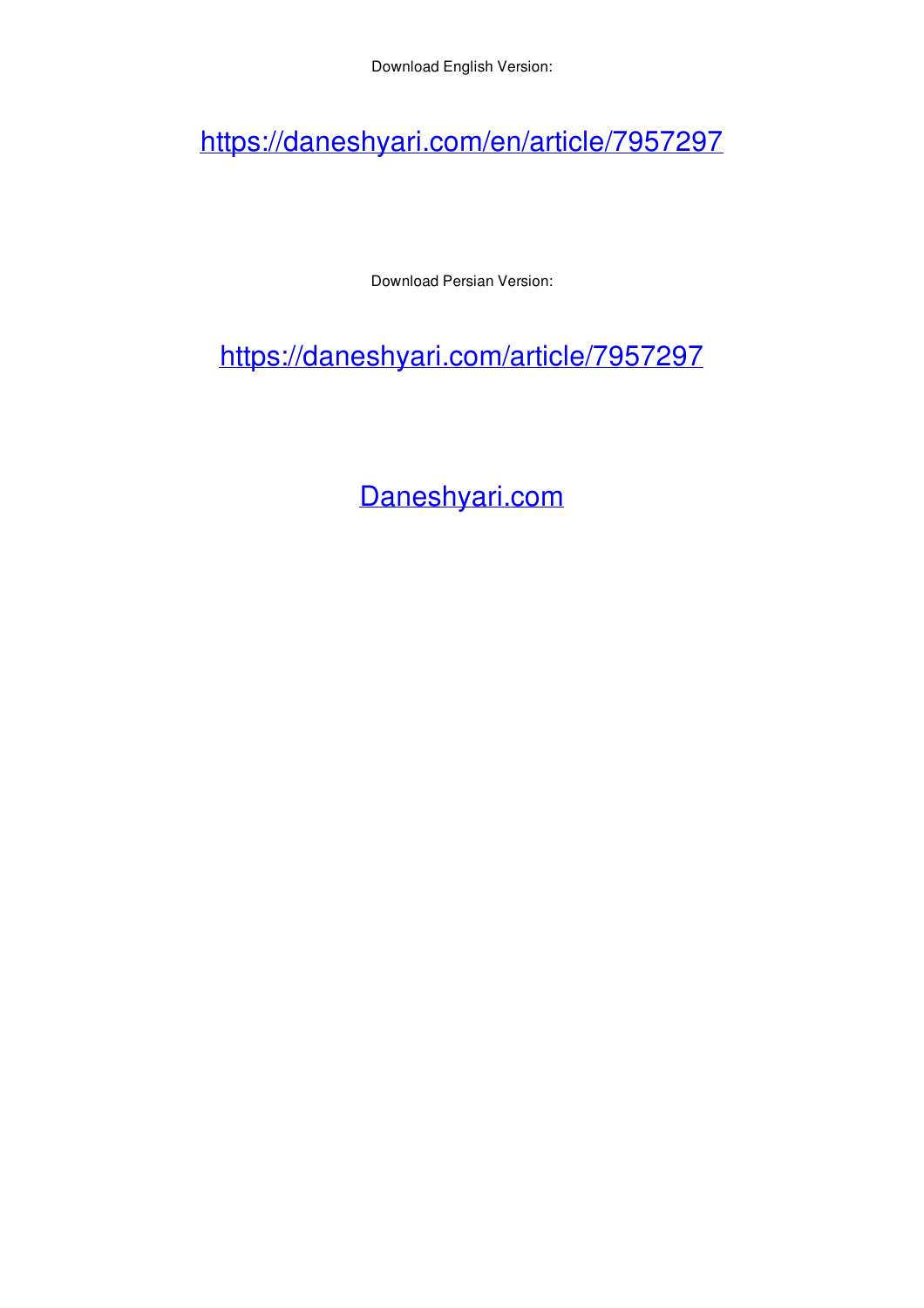Download English Version:

https://daneshyari.com/en/article/7957297

Download Persian Version:

https://daneshyari.com/article/7957297

Daneshyari.com